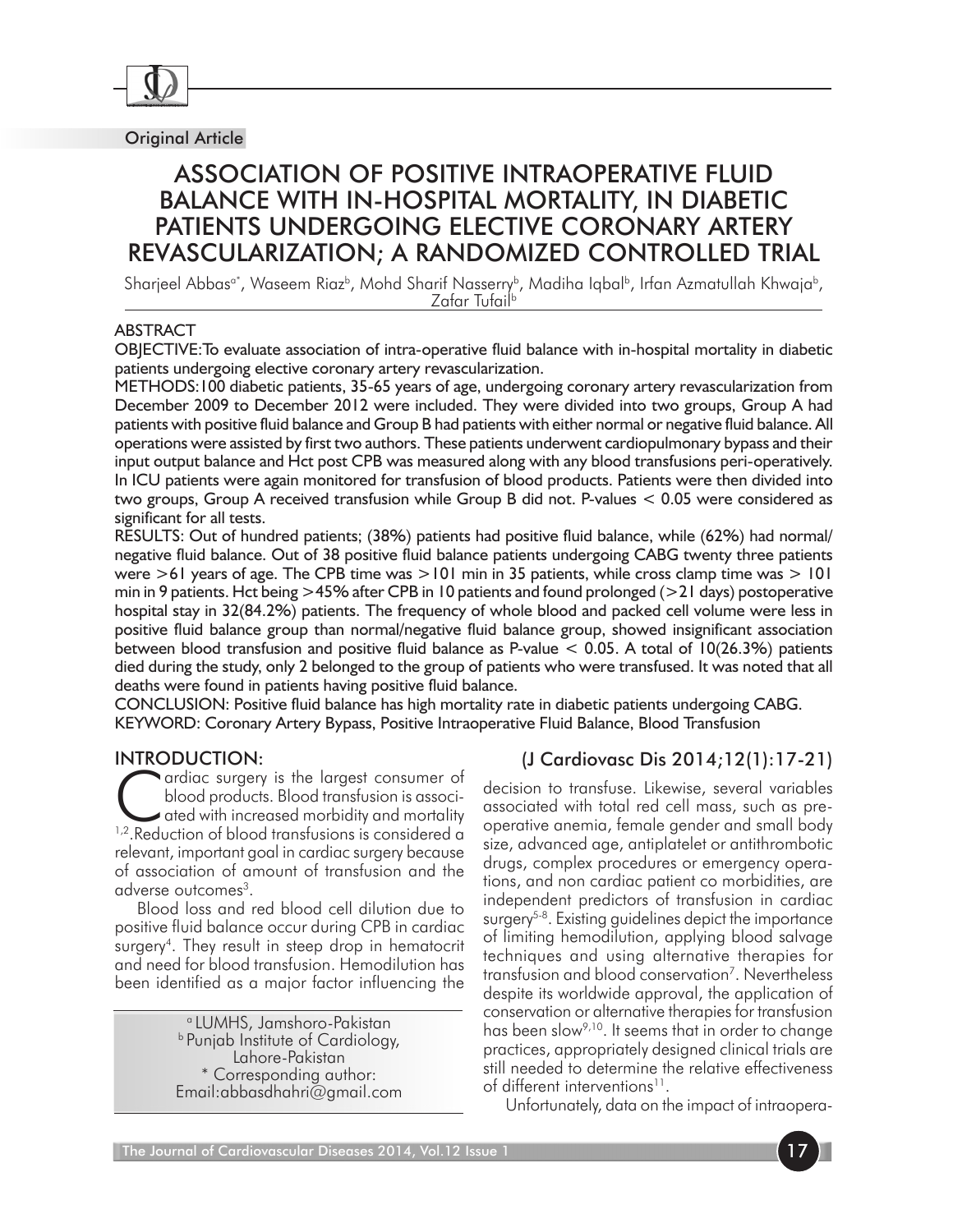Original Article

# ASSOCIATION OF POSITIVE INTRAOPERATIVE FLUID BALANCE WITH IN-HOSPITAL MORTALITY, IN DIABETIC PATIENTS UNDERGOING ELECTIVE CORONARY ARTERY REVASCULARIZATION; A RANDOMIZED CONTROLLED TRIAL

Sharjeel Abbas[a*], Waseem Riaz[b], Mohd Sharif Nasserry[b], Madiha Iqbal[b], Irfan Azmatullah Khwaja[b], Zafar Tufail[b]

## ABSTRACT

OBJECTIVE:To evaluate association of intra-operative fluid balance with in-hospital mortality in diabetic patients undergoing elective coronary artery revascularization.

METHODS:100 diabetic patients, 35-65 years of age, undergoing coronary artery revascularization from December 2009 to December 2012 were included. They were divided into two groups, Group A had patients with positive fluid balance and Group B had patients with either normal or negative fluid balance. All operations were assisted by first two authors. These patients underwent cardiopulmonary bypass and their input output balance and Hct post CPB was measured along with any blood transfusions peri-operatively. In ICU patients were again monitored for transfusion of blood products. Patients were then divided into two groups, Group A received transfusion while Group B did not. P-values < 0.05 were considered as significant for all tests.

RESULTS: Out of hundred patients; (38%) patients had positive fluid balance, while (62%) had normal/negative fluid balance. Out of 38 positive fluid balance patients undergoing CABG twenty three patients were >61 years of age. The CPB time was >101 min in 35 patients, while cross clamp time was > 101 min in 9 patients. Hct being >45% after CPB in 10 patients and found prolonged (>21 days) postoperative hospital stay in 32(84.2%) patients. The frequency of whole blood and packed cell volume were less in positive fluid balance group than normal/negative fluid balance group, showed insignificant association between blood transfusion and positive fluid balance as P-value < 0.05. A total of 10(26.3%) patients died during the study, only 2 belonged to the group of patients who were transfused. It was noted that all deaths were found in patients having positive fluid balance.

CONCLUSION: Positive fluid balance has high mortality rate in diabetic patients undergoing CABG.

KEYWORD: Coronary Artery Bypass, Positive Intraoperative Fluid Balance, Blood Transfusion

(J Cardiovasc Dis 2014;12(1):17-21)

## INTRODUCTION:

Cardiac surgery is the largest consumer of blood products. Blood transfusion is associated with increased morbidity and mortality [1,2]. Reduction of blood transfusions is considered a relevant, important goal in cardiac surgery because of association of amount of transfusion and the adverse outcomes[3].

Blood loss and red blood cell dilution due to positive fluid balance occur during CPB in cardiac surgery[4]. They result in steep drop in hematocrit and need for blood transfusion. Hemodilution has been identified as a major factor influencing the decision to transfuse. Likewise, several variables associated with total red cell mass, such as preoperative anemia, female gender and small body size, advanced age, antiplatelet or antithrombotic drugs, complex procedures or emergency operations, and non cardiac patient co morbidities, are independent predictors of transfusion in cardiac surgery[5-8]. Existing guidelines depict the importance of limiting hemodilution, applying blood salvage techniques and using alternative therapies for transfusion and blood conservation[7]. Nevertheless despite its worldwide approval, the application of conservation or alternative therapies for transfusion has been slow[9,10]. It seems that in order to change practices, appropriately designed clinical trials are still needed to determine the relative effectiveness of different interventions[11].

Unfortunately, data on the impact of intraopera-

[a] LUMHS, Jamshoro-Pakistan
[b] Punjab Institute of Cardiology, Lahore-Pakistan
* Corresponding author: Email:abbasdhahri@gmail.com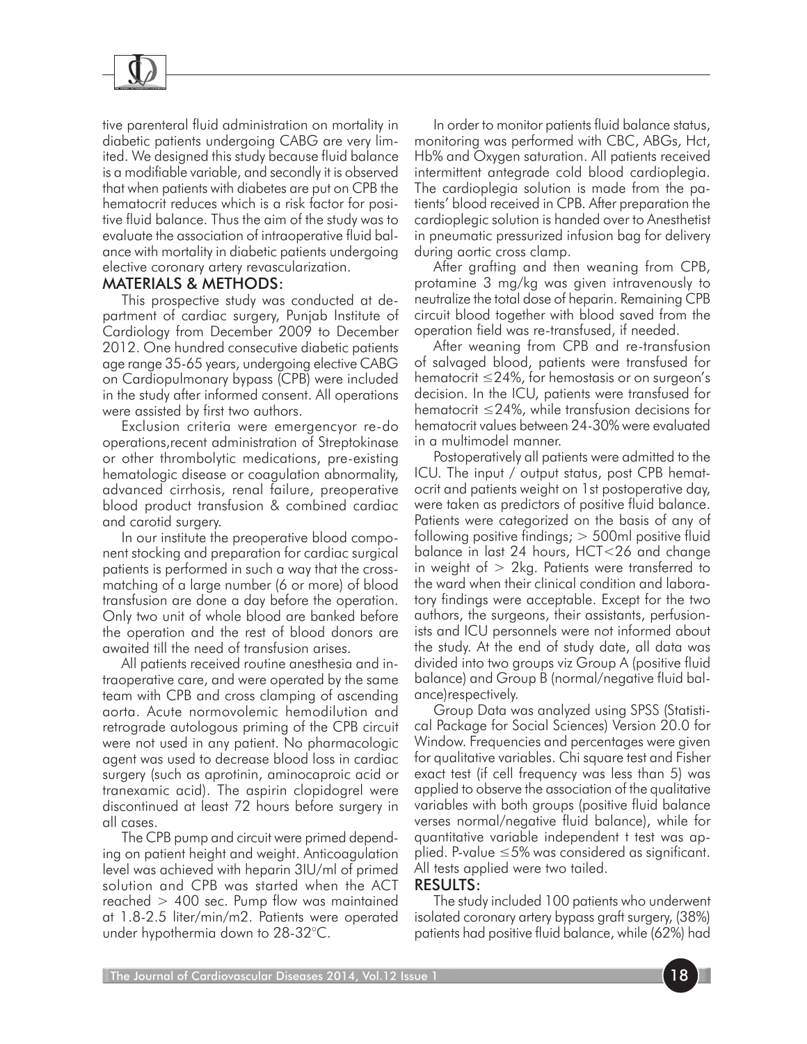tive parenteral fluid administration on mortality in diabetic patients undergoing CABG are very limited. We designed this study because fluid balance is a modifiable variable, and secondly it is observed that when patients with diabetes are put on CPB the hematocrit reduces which is a risk factor for positive fluid balance. Thus the aim of the study was to evaluate the association of intraoperative fluid balance with mortality in diabetic patients undergoing elective coronary artery revascularization.

## MATERIALS & METHODS:

This prospective study was conducted at department of cardiac surgery, Punjab Institute of Cardiology from December 2009 to December 2012. One hundred consecutive diabetic patients age range 35-65 years, undergoing elective CABG on Cardiopulmonary bypass (CPB) were included in the study after informed consent. All operations were assisted by first two authors.

Exclusion criteria were emergencyor re-do operations,recent administration of Streptokinase or other thrombolytic medications, pre-existing hematologic disease or coagulation abnormality, advanced cirrhosis, renal failure, preoperative blood product transfusion & combined cardiac and carotid surgery.

In our institute the preoperative blood component stocking and preparation for cardiac surgical patients is performed in such a way that the cross-matching of a large number (6 or more) of blood transfusion are done a day before the operation. Only two unit of whole blood are banked before the operation and the rest of blood donors are awaited till the need of transfusion arises.

All patients received routine anesthesia and intraoperative care, and were operated by the same team with CPB and cross clamping of ascending aorta. Acute normovolemic hemodilution and retrograde autologous priming of the CPB circuit were not used in any patient. No pharmacologic agent was used to decrease blood loss in cardiac surgery (such as aprotinin, aminocaproic acid or tranexamic acid). The aspirin clopidogrel were discontinued at least 72 hours before surgery in all cases.

The CPB pump and circuit were primed depending on patient height and weight. Anticoagulation level was achieved with heparin 3IU/ml of primed solution and CPB was started when the ACT reached > 400 sec. Pump flow was maintained at 1.8-2.5 liter/min/m2. Patients were operated under hypothermia down to 28-32°C.

In order to monitor patients fluid balance status, monitoring was performed with CBC, ABGs, Hct, Hb% and Oxygen saturation. All patients received intermittent antegrade cold blood cardioplegia. The cardioplegia solution is made from the patients' blood received in CPB. After preparation the cardioplegic solution is handed over to Anesthetist in pneumatic pressurized infusion bag for delivery during aortic cross clamp.

After grafting and then weaning from CPB, protamine 3 mg/kg was given intravenously to neutralize the total dose of heparin. Remaining CPB circuit blood together with blood saved from the operation field was re-transfused, if needed.

After weaning from CPB and re-transfusion of salvaged blood, patients were transfused for hematocrit ≤24%, for hemostasis or on surgeon's decision. In the ICU, patients were transfused for hematocrit ≤24%, while transfusion decisions for hematocrit values between 24-30% were evaluated in a multimodel manner.

Postoperatively all patients were admitted to the ICU. The input / output status, post CPB hematocrit and patients weight on 1st postoperative day, were taken as predictors of positive fluid balance. Patients were categorized on the basis of any of following positive findings; > 500ml positive fluid balance in last 24 hours, HCT<26 and change in weight of > 2kg. Patients were transferred to the ward when their clinical condition and laboratory findings were acceptable. Except for the two authors, the surgeons, their assistants, perfusionists and ICU personnels were not informed about the study. At the end of study date, all data was divided into two groups viz Group A (positive fluid balance) and Group B (normal/negative fluid balance)respectively.

Group Data was analyzed using SPSS (Statistical Package for Social Sciences) Version 20.0 for Window. Frequencies and percentages were given for qualitative variables. Chi square test and Fisher exact test (if cell frequency was less than 5) was applied to observe the association of the qualitative variables with both groups (positive fluid balance verses normal/negative fluid balance), while for quantitative variable independent t test was applied. P-value ≤5% was considered as significant. All tests applied were two tailed.

## RESULTS:

The study included 100 patients who underwent isolated coronary artery bypass graft surgery, (38%) patients had positive fluid balance, while (62%) had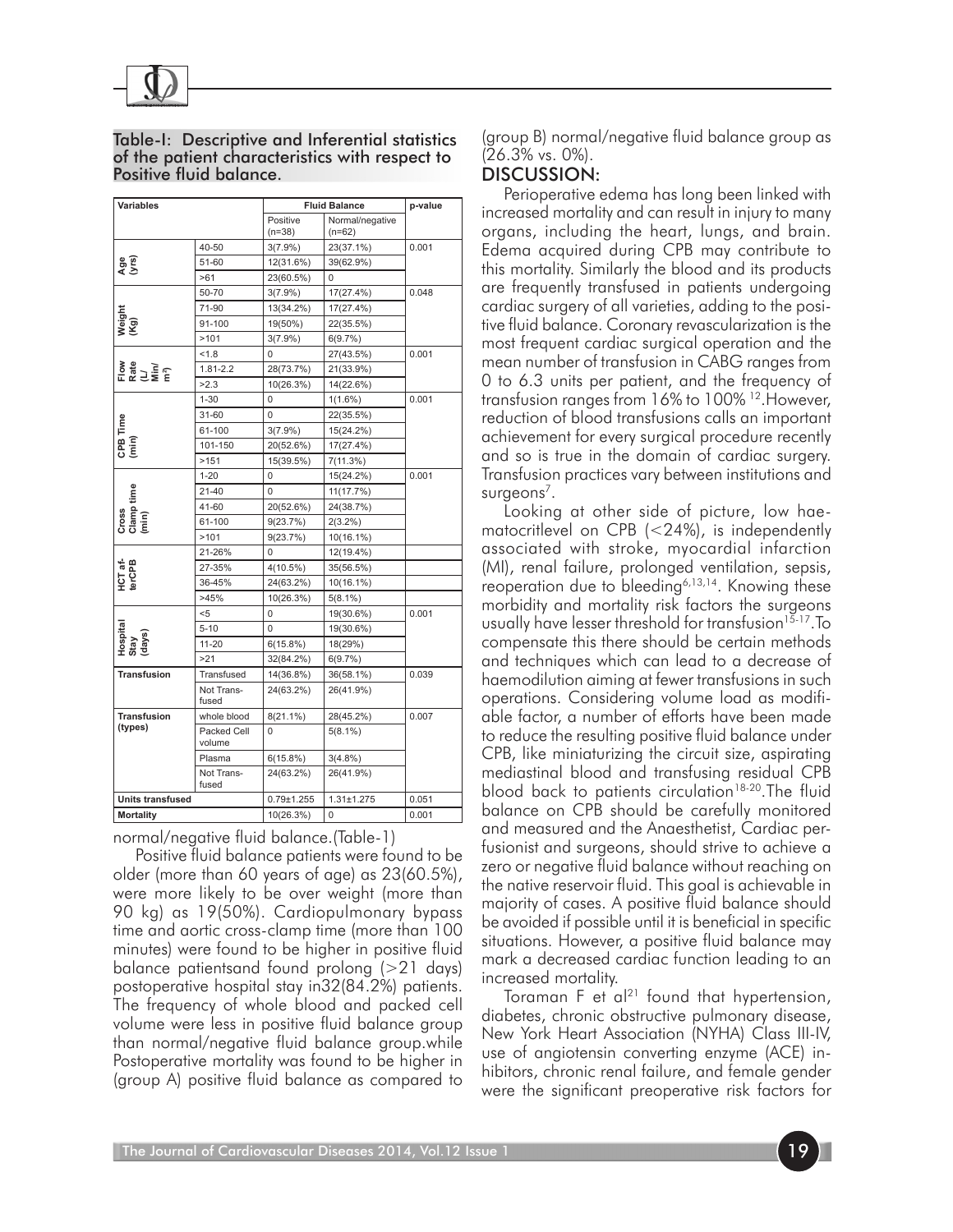Table-I: Descriptive and Inferential statistics of the patient characteristics with respect to Positive fluid balance.

| Variables | | Fluid Balance | | p-value |
|---|---|---|---|---|
| | | Positive (n=38) | Normal/negative (n=62) | |
| Age (yrs) | 40-50 | 3(7.9%) | 23(37.1%) | 0.001 |
| | 51-60 | 12(31.6%) | 39(62.9%) | |
| | >61 | 23(60.5%) | 0 | |
| Weight (Kg) | 50-70 | 3(7.9%) | 17(27.4%) | 0.048 |
| | 71-90 | 13(34.2%) | 17(27.4%) | |
| | 91-100 | 19(50%) | 22(35.5%) | |
| | >101 | 3(7.9%) | 6(9.7%) | |
| Flow Rate (L/Min/m²) | <1.8 | 0 | 27(43.5%) | 0.001 |
| | 1.81-2.2 | 28(73.7%) | 21(33.9%) | |
| | >2.3 | 10(26.3%) | 14(22.6%) | |
| CPB Time (min) | 1-30 | 0 | 1(1.6%) | 0.001 |
| | 31-60 | 0 | 22(35.5%) | |
| | 61-100 | 3(7.9%) | 15(24.2%) | |
| | 101-150 | 20(52.6%) | 17(27.4%) | |
| | >151 | 15(39.5%) | 7(11.3%) | |
| Cross Clamp time (min) | 1-20 | 0 | 15(24.2%) | 0.001 |
| | 21-40 | 0 | 11(17.7%) | |
| | 41-60 | 20(52.6%) | 24(38.7%) | |
| | 61-100 | 9(23.7%) | 2(3.2%) | |
| | >101 | 9(23.7%) | 10(16.1%) | |
| HCT afterCPB | 21-26% | 0 | 12(19.4%) | |
| | 27-35% | 4(10.5%) | 35(56.5%) | |
| | 36-45% | 24(63.2%) | 10(16.1%) | |
| | >45% | 10(26.3%) | 5(8.1%) | |
| Hospital Stay (days) | <5 | 0 | 19(30.6%) | 0.001 |
| | 5-10 | 0 | 19(30.6%) | |
| | 11-20 | 6(15.8%) | 18(29%) | |
| | >21 | 32(84.2%) | 6(9.7%) | |
| Transfusion | Transfused | 14(36.8%) | 36(58.1%) | 0.039 |
| | Not Transfused | 24(63.2%) | 26(41.9%) | |
| Transfusion (types) | whole blood | 8(21.1%) | 28(45.2%) | 0.007 |
| | Packed Cell volume | 0 | 5(8.1%) | |
| | Plasma | 6(15.8%) | 3(4.8%) | |
| | Not Transfused | 24(63.2%) | 26(41.9%) | |
| Units transfused | | 0.79±1.255 | 1.31±1.275 | 0.051 |
| Mortality | | 10(26.3%) | 0 | 0.001 |

normal/negative fluid balance.(Table-1)

Positive fluid balance patients were found to be older (more than 60 years of age) as 23(60.5%), were more likely to be over weight (more than 90 kg) as 19(50%). Cardiopulmonary bypass time and aortic cross-clamp time (more than 100 minutes) were found to be higher in positive fluid balance patientsand found prolong (>21 days) postoperative hospital stay in32(84.2%) patients. The frequency of whole blood and packed cell volume were less in positive fluid balance group than normal/negative fluid balance group.while Postoperative mortality was found to be higher in (group A) positive fluid balance as compared to (group B) normal/negative fluid balance group as (26.3% vs. 0%).

## DISCUSSION:

Perioperative edema has long been linked with increased mortality and can result in injury to many organs, including the heart, lungs, and brain. Edema acquired during CPB may contribute to this mortality. Similarly the blood and its products are frequently transfused in patients undergoing cardiac surgery of all varieties, adding to the positive fluid balance. Coronary revascularization is the most frequent cardiac surgical operation and the mean number of transfusion in CABG ranges from 0 to 6.3 units per patient, and the frequency of transfusion ranges from 16% to 100% [12].However, reduction of blood transfusions calls an important achievement for every surgical procedure recently and so is true in the domain of cardiac surgery. Transfusion practices vary between institutions and surgeons[7].

Looking at other side of picture, low haematocritlevel on CPB (<24%), is independently associated with stroke, myocardial infarction (MI), renal failure, prolonged ventilation, sepsis, reoperation due to bleeding[6,13,14]. Knowing these morbidity and mortality risk factors the surgeons usually have lesser threshold for transfusion[15-17].To compensate this there should be certain methods and techniques which can lead to a decrease of haemodilution aiming at fewer transfusions in such operations. Considering volume load as modifiable factor, a number of efforts have been made to reduce the resulting positive fluid balance under CPB, like miniaturizing the circuit size, aspirating mediastinal blood and transfusing residual CPB blood back to patients circulation[18-20].The fluid balance on CPB should be carefully monitored and measured and the Anaesthetist, Cardiac perfusionist and surgeons, should strive to achieve a zero or negative fluid balance without reaching on the native reservoir fluid. This goal is achievable in majority of cases. A positive fluid balance should be avoided if possible until it is beneficial in specific situations. However, a positive fluid balance may mark a decreased cardiac function leading to an increased mortality.

Toraman F et al[21] found that hypertension, diabetes, chronic obstructive pulmonary disease, New York Heart Association (NYHA) Class III-IV, use of angiotensin converting enzyme (ACE) inhibitors, chronic renal failure, and female gender were the significant preoperative risk factors for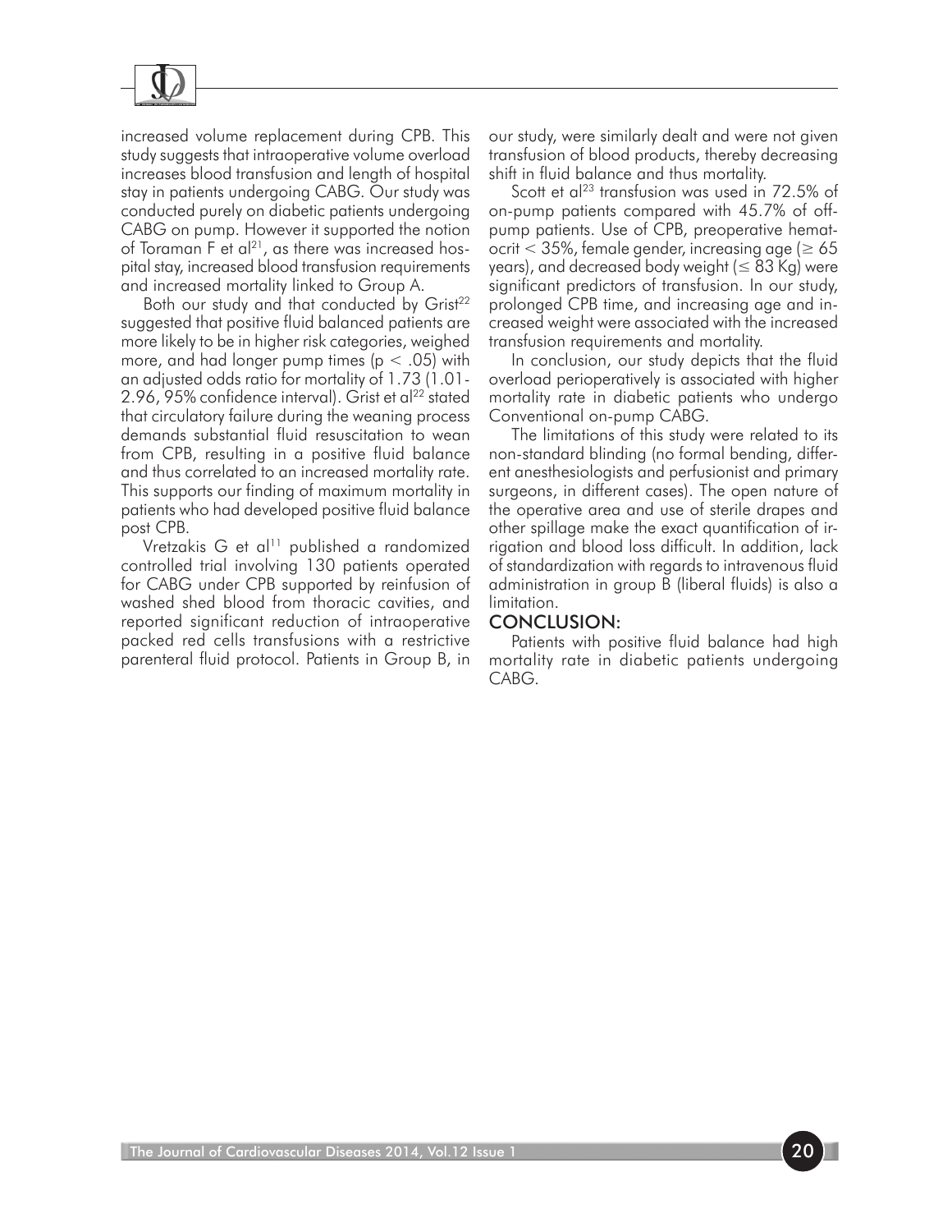increased volume replacement during CPB. This study suggests that intraoperative volume overload increases blood transfusion and length of hospital stay in patients undergoing CABG. Our study was conducted purely on diabetic patients undergoing CABG on pump. However it supported the notion of Toraman F et al[21], as there was increased hospital stay, increased blood transfusion requirements and increased mortality linked to Group A.

Both our study and that conducted by Grist[22] suggested that positive fluid balanced patients are more likely to be in higher risk categories, weighed more, and had longer pump times ($p < .05$) with an adjusted odds ratio for mortality of 1.73 (1.01-2.96, 95% confidence interval). Grist et al[22] stated that circulatory failure during the weaning process demands substantial fluid resuscitation to wean from CPB, resulting in a positive fluid balance and thus correlated to an increased mortality rate. This supports our finding of maximum mortality in patients who had developed positive fluid balance post CPB.

Vretzakis G et al[11] published a randomized controlled trial involving 130 patients operated for CABG under CPB supported by reinfusion of washed shed blood from thoracic cavities, and reported significant reduction of intraoperative packed red cells transfusions with a restrictive parenteral fluid protocol. Patients in Group B, in our study, were similarly dealt and were not given transfusion of blood products, thereby decreasing shift in fluid balance and thus mortality.

Scott et al[23] transfusion was used in 72.5% of on-pump patients compared with 45.7% of off-pump patients. Use of CPB, preoperative hematocrit < 35%, female gender, increasing age (≥ 65 years), and decreased body weight (≤ 83 Kg) were significant predictors of transfusion. In our study, prolonged CPB time, and increasing age and increased weight were associated with the increased transfusion requirements and mortality.

In conclusion, our study depicts that the fluid overload perioperatively is associated with higher mortality rate in diabetic patients who undergo Conventional on-pump CABG.

The limitations of this study were related to its non-standard blinding (no formal bending, different anesthesiologists and perfusionist and primary surgeons, in different cases). The open nature of the operative area and use of sterile drapes and other spillage make the exact quantification of irrigation and blood loss difficult. In addition, lack of standardization with regards to intravenous fluid administration in group B (liberal fluids) is also a limitation.

## CONCLUSION:

Patients with positive fluid balance had high mortality rate in diabetic patients undergoing CABG.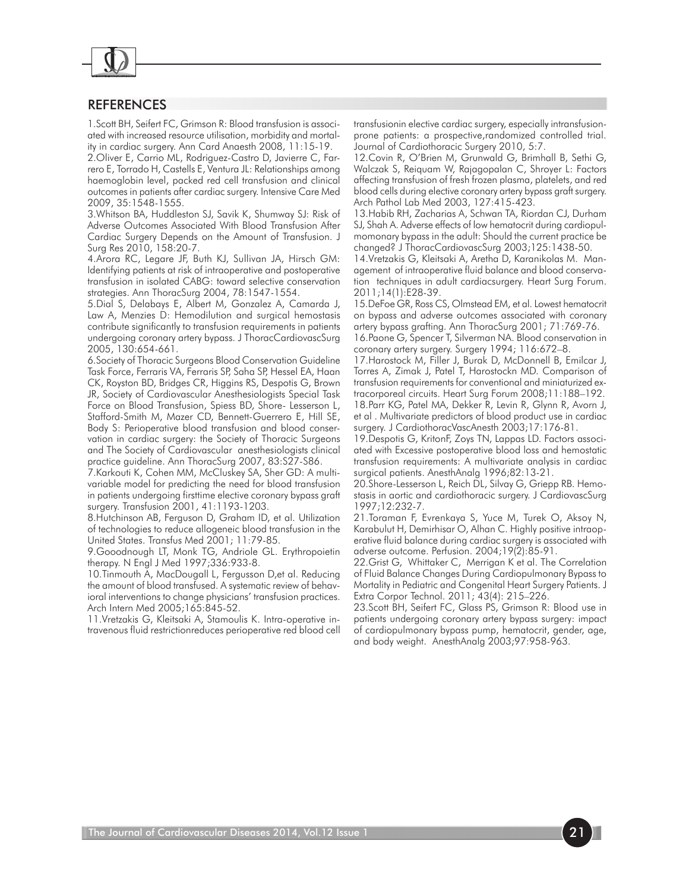## REFERENCES

1.Scott BH, Seifert FC, Grimson R: Blood transfusion is associated with increased resource utilisation, morbidity and mortality in cardiac surgery. Ann Card Anaesth 2008, 11:15-19.

2.Oliver E, Carrio ML, Rodriguez-Castro D, Javierre C, Farrero E, Torrado H, Castells E, Ventura JL: Relationships among haemoglobin level, packed red cell transfusion and clinical outcomes in patients after cardiac surgery. Intensive Care Med 2009, 35:1548-1555.

3.Whitson BA, Huddleston SJ, Savik K, Shumway SJ: Risk of Adverse Outcomes Associated With Blood Transfusion After Cardiac Surgery Depends on the Amount of Transfusion. J Surg Res 2010, 158:20-7.

4.Arora RC, Legare JF, Buth KJ, Sullivan JA, Hirsch GM: Identifying patients at risk of intraoperative and postoperative transfusion in isolated CABG: toward selective conservation strategies. Ann ThoracSurg 2004, 78:1547-1554.

5.Dial S, Delabays E, Albert M, Gonzalez A, Camarda J, Law A, Menzies D: Hemodilution and surgical hemostasis contribute significantly to transfusion requirements in patients undergoing coronary artery bypass. J ThoracCardiovascSurg 2005, 130:654-661.

6.Society of Thoracic Surgeons Blood Conservation Guideline Task Force, Ferraris VA, Ferraris SP, Saha SP, Hessel EA, Haan CK, Royston BD, Bridges CR, Higgins RS, Despotis G, Brown JR, Society of Cardiovascular Anesthesiologists Special Task Force on Blood Transfusion, Spiess BD, Shore- Lesserson L, Stafford-Smith M, Mazer CD, Bennett-Guerrero E, Hill SE, Body S: Perioperative blood transfusion and blood conservation in cardiac surgery: the Society of Thoracic Surgeons and The Society of Cardiovascular anesthesiologists clinical practice guideline. Ann ThoracSurg 2007, 83:S27-S86.

7.Karkouti K, Cohen MM, McCluskey SA, Sher GD: A multivariable model for predicting the need for blood transfusion in patients undergoing firsttime elective coronary bypass graft surgery. Transfusion 2001, 41:1193-1203.

8.Hutchinson AB, Ferguson D, Graham ID, et al. Utilization of technologies to reduce allogeneic blood transfusion in the United States. Transfus Med 2001; 11:79-85.

9.Gooodnough LT, Monk TG, Andriole GL. Erythropoietin therapy. N Engl J Med 1997;336:933-8.

10.Tinmouth A, MacDougall L, Fergusson D,et al. Reducing the amount of blood transfused. A systematic review of behavioral interventions to change physicians' transfusion practices. Arch Intern Med 2005;165:845-52.

11.Vretzakis G, Kleitsaki A, Stamoulis K. Intra-operative intravenous fluid restrictionreduces perioperative red blood cell transfusionin elective cardiac surgery, especially intransfusion-prone patients: a prospective,randomized controlled trial. Journal of Cardiothoracic Surgery 2010, 5:7.

12.Covin R, O'Brien M, Grunwald G, Brimhall B, Sethi G, Walczak S, Reiquam W, Rajagopalan C, Shroyer L: Factors affecting transfusion of fresh frozen plasma, platelets, and red blood cells during elective coronary artery bypass graft surgery. Arch Pathol Lab Med 2003, 127:415-423.

13.Habib RH, Zacharias A, Schwan TA, Riordan CJ, Durham SJ, Shah A. Adverse effects of low hematocrit during cardiopulmomonary bypass in the adult: Should the current practice be changed? J ThoracCardiovascSurg 2003;125:1438-50.

14.Vretzakis G, Kleitsaki A, Aretha D, Karanikolas M. Management of intraoperative fluid balance and blood conservation techniques in adult cardiacsurgery. Heart Surg Forum. 2011;14(1):E28-39.

15.DeFoe GR, Ross CS, Olmstead EM, et al. Lowest hematocrit on bypass and adverse outcomes associated with coronary artery bypass grafting. Ann ThoracSurg 2001; 71:769-76.

16.Paone G, Spencer T, Silverman NA. Blood conservation in coronary artery surgery. Surgery 1994; 116:672–8.

17.Harostock M, Filler J, Burak D, McDonnell B, Emilcar J, Torres A, Zimak J, Patel T, Harostockn MD. Comparison of transfusion requirements for conventional and miniaturized extracorporeal circuits. Heart Surg Forum 2008;11:188–192.

18.Parr KG, Patel MA, Dekker R, Levin R, Glynn R, Avorn J, et al . Multivariate predictors of blood product use in cardiac surgery. J CardiothoracVascAnesth 2003;17:176-81.

19.Despotis G, KritonF, Zoys TN, Lappas LD. Factors associated with Excessive postoperative blood loss and hemostatic transfusion requirements: A multivariate analysis in cardiac surgical patients. AnesthAnalg 1996;82:13-21.

20.Shore-Lesserson L, Reich DL, Silvay G, Griepp RB. Hemostasis in aortic and cardiothoracic surgery. J CardiovascSurg 1997;12:232-7.

21.Toraman F, Evrenkaya S, Yuce M, Turek O, Aksoy N, Karabulut H, Demirhisar O, Alhan C. Highly positive intraoperative fluid balance during cardiac surgery is associated with adverse outcome. Perfusion. 2004;19(2):85-91.

22.Grist G, Whittaker C, Merrigan K et al. The Correlation of Fluid Balance Changes During Cardiopulmonary Bypass to Mortality in Pediatric and Congenital Heart Surgery Patients. J Extra Corpor Technol. 2011; 43(4): 215–226.

23.Scott BH, Seifert FC, Glass PS, Grimson R: Blood use in patients undergoing coronary artery bypass surgery: impact of cardiopulmonary bypass pump, hematocrit, gender, age, and body weight. AnesthAnalg 2003;97:958-963.